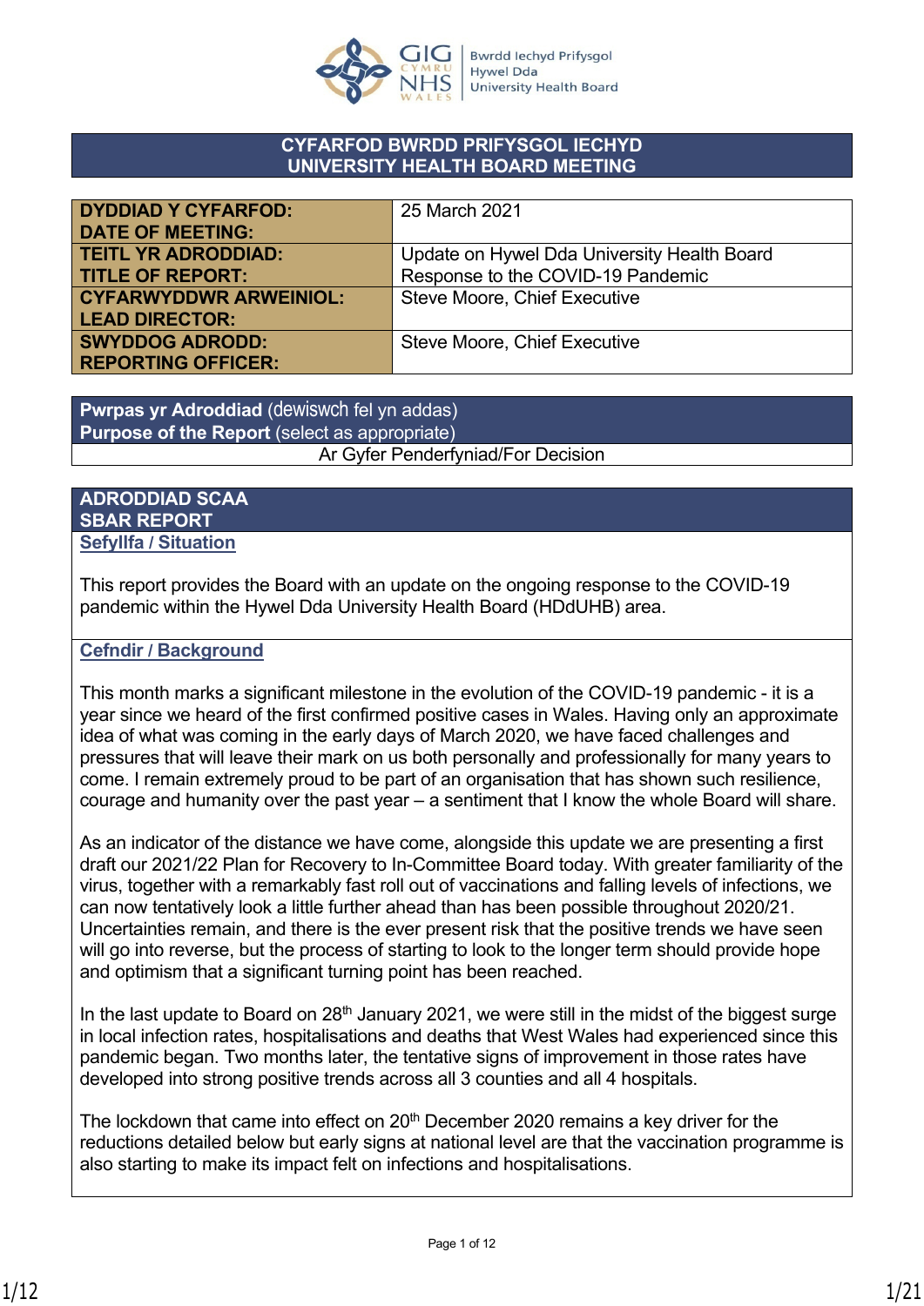# CYFARFOD BWRDD PRIFYSGOL IECHYD
# UNIVERSITY HEALTH BOARD MEETING

| | |
|---|---|
| **DYDDIAD Y CYFARFOD: DATE OF MEETING:** | 25 March 2021 |
| **TEITL YR ADRODDIAD: TITLE OF REPORT:** | Update on Hywel Dda University Health Board Response to the COVID-19 Pandemic |
| **CYFARWYDDWR ARWEINIOL: LEAD DIRECTOR:** | Steve Moore, Chief Executive |
| **SWYDDOG ADRODD: REPORTING OFFICER:** | Steve Moore, Chief Executive |

| **Pwrpas yr Adroddiad** (dewiswch fel yn addas) **Purpose of the Report** (select as appropriate) |
|---|
| Ar Gyfer Penderfyniad/For Decision |

## ADRODDIAD SCAA
## SBAR REPORT

**Sefyllfa / Situation**

This report provides the Board with an update on the ongoing response to the COVID-19 pandemic within the Hywel Dda University Health Board (HDdUHB) area.

**Cefndir / Background**

This month marks a significant milestone in the evolution of the COVID-19 pandemic - it is a year since we heard of the first confirmed positive cases in Wales. Having only an approximate idea of what was coming in the early days of March 2020, we have faced challenges and pressures that will leave their mark on us both personally and professionally for many years to come. I remain extremely proud to be part of an organisation that has shown such resilience, courage and humanity over the past year – a sentiment that I know the whole Board will share.

As an indicator of the distance we have come, alongside this update we are presenting a first draft our 2021/22 Plan for Recovery to In-Committee Board today. With greater familiarity of the virus, together with a remarkably fast roll out of vaccinations and falling levels of infections, we can now tentatively look a little further ahead than has been possible throughout 2020/21. Uncertainties remain, and there is the ever present risk that the positive trends we have seen will go into reverse, but the process of starting to look to the longer term should provide hope and optimism that a significant turning point has been reached.

In the last update to Board on 28th January 2021, we were still in the midst of the biggest surge in local infection rates, hospitalisations and deaths that West Wales had experienced since this pandemic began. Two months later, the tentative signs of improvement in those rates have developed into strong positive trends across all 3 counties and all 4 hospitals.

The lockdown that came into effect on 20th December 2020 remains a key driver for the reductions detailed below but early signs at national level are that the vaccination programme is also starting to make its impact felt on infections and hospitalisations.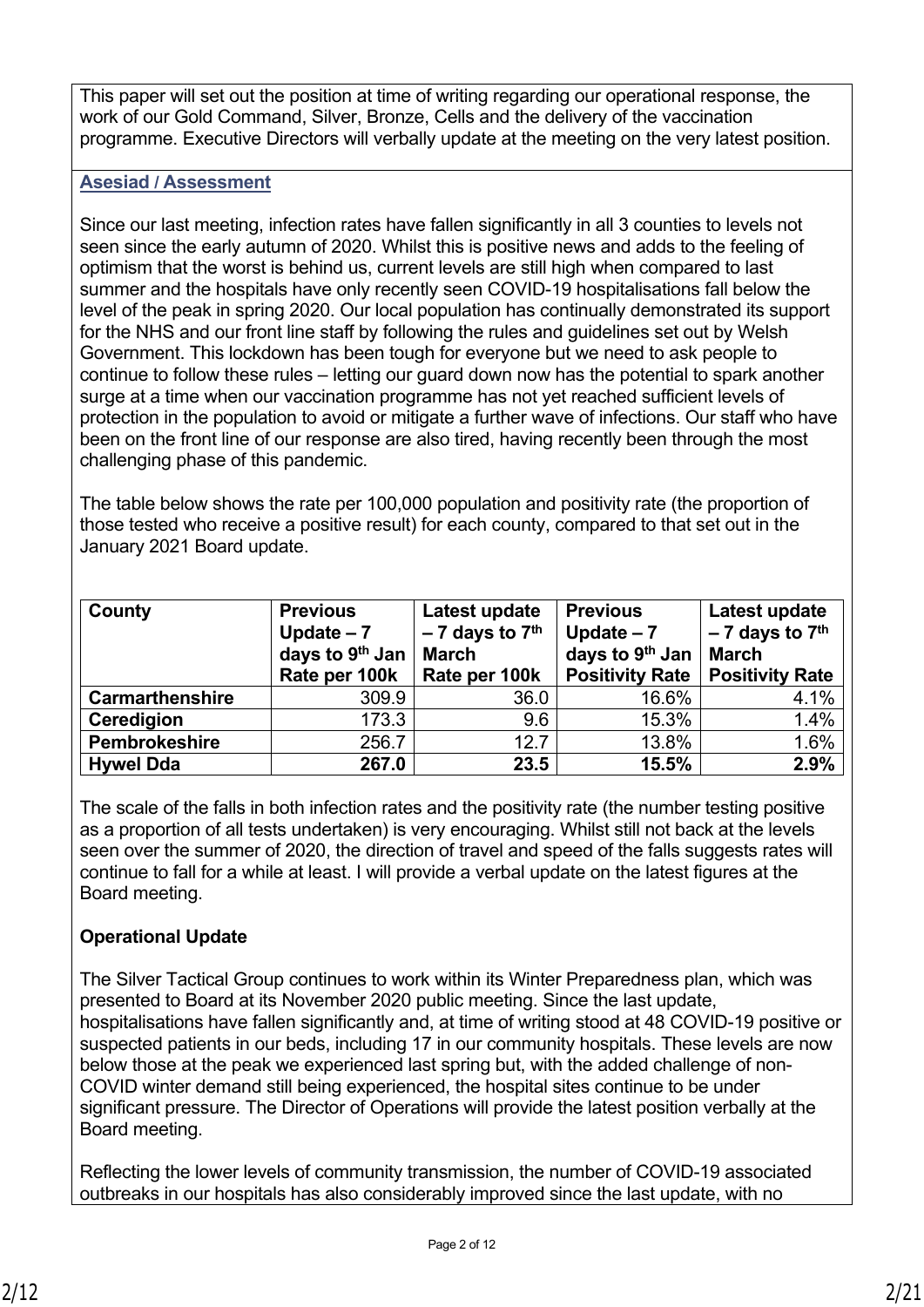This paper will set out the position at time of writing regarding our operational response, the work of our Gold Command, Silver, Bronze, Cells and the delivery of the vaccination programme. Executive Directors will verbally update at the meeting on the very latest position.

**Asesiad / Assessment**

Since our last meeting, infection rates have fallen significantly in all 3 counties to levels not seen since the early autumn of 2020. Whilst this is positive news and adds to the feeling of optimism that the worst is behind us, current levels are still high when compared to last summer and the hospitals have only recently seen COVID-19 hospitalisations fall below the level of the peak in spring 2020. Our local population has continually demonstrated its support for the NHS and our front line staff by following the rules and guidelines set out by Welsh Government. This lockdown has been tough for everyone but we need to ask people to continue to follow these rules – letting our guard down now has the potential to spark another surge at a time when our vaccination programme has not yet reached sufficient levels of protection in the population to avoid or mitigate a further wave of infections. Our staff who have been on the front line of our response are also tired, having recently been through the most challenging phase of this pandemic.

The table below shows the rate per 100,000 population and positivity rate (the proportion of those tested who receive a positive result) for each county, compared to that set out in the January 2021 Board update.

| County | Previous Update – 7 days to 9th Jan Rate per 100k | Latest update – 7 days to 7th March Rate per 100k | Previous Update – 7 days to 9th Jan Positivity Rate | Latest update – 7 days to 7th March Positivity Rate |
|---|---|---|---|---|
| **Carmarthenshire** | 309.9 | 36.0 | 16.6% | 4.1% |
| **Ceredigion** | 173.3 | 9.6 | 15.3% | 1.4% |
| **Pembrokeshire** | 256.7 | 12.7 | 13.8% | 1.6% |
| **Hywel Dda** | **267.0** | **23.5** | **15.5%** | **2.9%** |

The scale of the falls in both infection rates and the positivity rate (the number testing positive as a proportion of all tests undertaken) is very encouraging. Whilst still not back at the levels seen over the summer of 2020, the direction of travel and speed of the falls suggests rates will continue to fall for a while at least. I will provide a verbal update on the latest figures at the Board meeting.

**Operational Update**

The Silver Tactical Group continues to work within its Winter Preparedness plan, which was presented to Board at its November 2020 public meeting. Since the last update, hospitalisations have fallen significantly and, at time of writing stood at 48 COVID-19 positive or suspected patients in our beds, including 17 in our community hospitals. These levels are now below those at the peak we experienced last spring but, with the added challenge of non-COVID winter demand still being experienced, the hospital sites continue to be under significant pressure. The Director of Operations will provide the latest position verbally at the Board meeting.

Reflecting the lower levels of community transmission, the number of COVID-19 associated outbreaks in our hospitals has also considerably improved since the last update, with no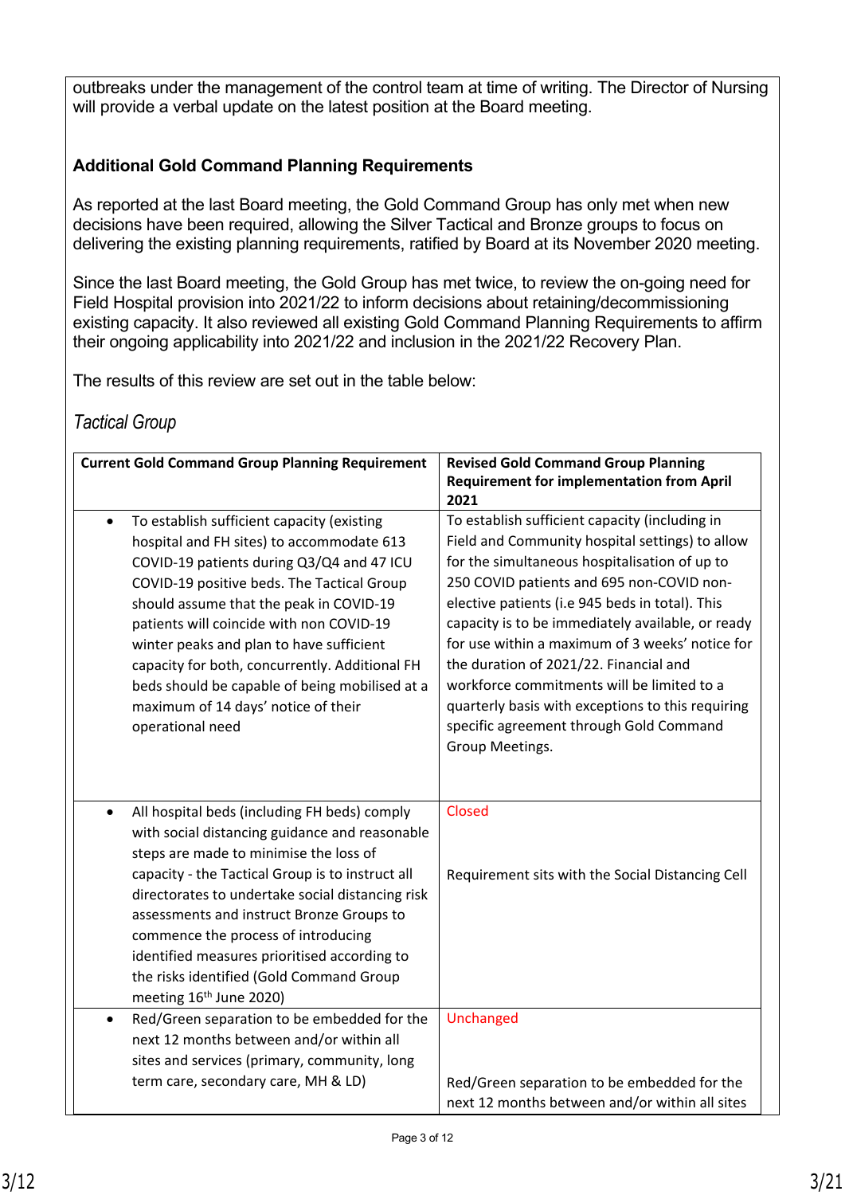outbreaks under the management of the control team at time of writing. The Director of Nursing will provide a verbal update on the latest position at the Board meeting.

### Additional Gold Command Planning Requirements

As reported at the last Board meeting, the Gold Command Group has only met when new decisions have been required, allowing the Silver Tactical and Bronze groups to focus on delivering the existing planning requirements, ratified by Board at its November 2020 meeting.

Since the last Board meeting, the Gold Group has met twice, to review the on-going need for Field Hospital provision into 2021/22 to inform decisions about retaining/decommissioning existing capacity. It also reviewed all existing Gold Command Planning Requirements to affirm their ongoing applicability into 2021/22 and inclusion in the 2021/22 Recovery Plan.

The results of this review are set out in the table below:

*Tactical Group*

| Current Gold Command Group Planning Requirement | Revised Gold Command Group Planning Requirement for implementation from April 2021 |
|---|---|
| • To establish sufficient capacity (existing hospital and FH sites) to accommodate 613 COVID-19 patients during Q3/Q4 and 47 ICU COVID-19 positive beds. The Tactical Group should assume that the peak in COVID-19 patients will coincide with non COVID-19 winter peaks and plan to have sufficient capacity for both, concurrently. Additional FH beds should be capable of being mobilised at a maximum of 14 days' notice of their operational need | To establish sufficient capacity (including in Field and Community hospital settings) to allow for the simultaneous hospitalisation of up to 250 COVID patients and 695 non-COVID non-elective patients (i.e 945 beds in total). This capacity is to be immediately available, or ready for use within a maximum of 3 weeks' notice for the duration of 2021/22. Financial and workforce commitments will be limited to a quarterly basis with exceptions to this requiring specific agreement through Gold Command Group Meetings. |
| • All hospital beds (including FH beds) comply with social distancing guidance and reasonable steps are made to minimise the loss of capacity - the Tactical Group is to instruct all directorates to undertake social distancing risk assessments and instruct Bronze Groups to commence the process of introducing identified measures prioritised according to the risks identified (Gold Command Group meeting 16th June 2020) | Closed<br><br>Requirement sits with the Social Distancing Cell |
| • Red/Green separation to be embedded for the next 12 months between and/or within all sites and services (primary, community, long term care, secondary care, MH & LD) | Unchanged<br><br>Red/Green separation to be embedded for the next 12 months between and/or within all sites |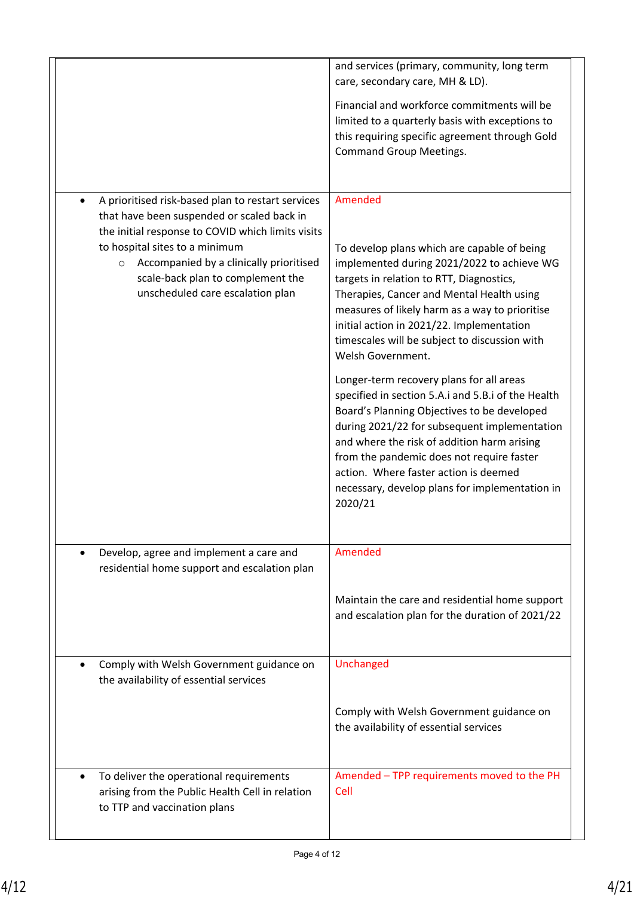| | |
|---|---|
| | and services (primary, community, long term care, secondary care, MH & LD).<br><br>Financial and workforce commitments will be limited to a quarterly basis with exceptions to this requiring specific agreement through Gold Command Group Meetings. |
| • A prioritised risk-based plan to restart services that have been suspended or scaled back in the initial response to COVID which limits visits to hospital sites to a minimum<br>  ○ Accompanied by a clinically prioritised scale-back plan to complement the unscheduled care escalation plan | Amended<br><br>To develop plans which are capable of being implemented during 2021/2022 to achieve WG targets in relation to RTT, Diagnostics, Therapies, Cancer and Mental Health using measures of likely harm as a way to prioritise initial action in 2021/22. Implementation timescales will be subject to discussion with Welsh Government.<br><br>Longer-term recovery plans for all areas specified in section 5.A.i and 5.B.i of the Health Board's Planning Objectives to be developed during 2021/22 for subsequent implementation and where the risk of addition harm arising from the pandemic does not require faster action.  Where faster action is deemed necessary, develop plans for implementation in 2020/21 |
| • Develop, agree and implement a care and residential home support and escalation plan | Amended<br><br>Maintain the care and residential home support and escalation plan for the duration of 2021/22 |
| • Comply with Welsh Government guidance on the availability of essential services | Unchanged<br><br>Comply with Welsh Government guidance on the availability of essential services |
| • To deliver the operational requirements arising from the Public Health Cell in relation to TTP and vaccination plans | Amended – TPP requirements moved to the PH Cell |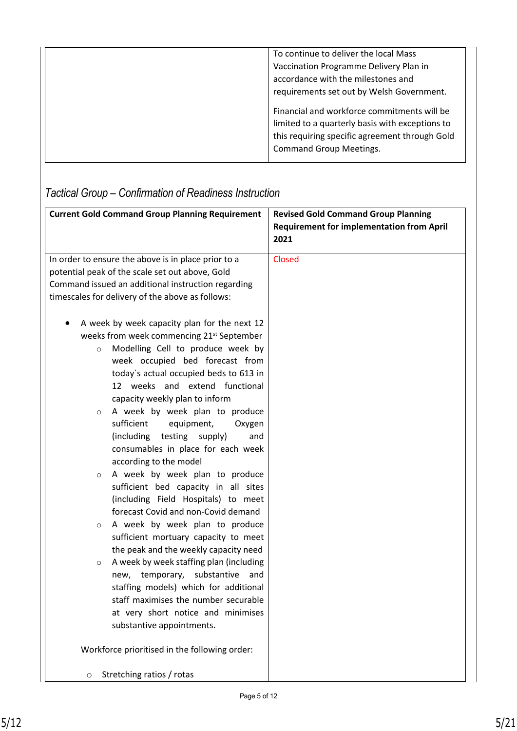| | |
|---|---|
| | To continue to deliver the local Mass Vaccination Programme Delivery Plan in accordance with the milestones and requirements set out by Welsh Government.<br><br>Financial and workforce commitments will be limited to a quarterly basis with exceptions to this requiring specific agreement through Gold Command Group Meetings. |

## *Tactical Group – Confirmation of Readiness Instruction*

| Current Gold Command Group Planning Requirement | Revised Gold Command Group Planning Requirement for implementation from April 2021 |
|---|---|
| In order to ensure the above is in place prior to a potential peak of the scale set out above, Gold Command issued an additional instruction regarding timescales for delivery of the above as follows:<br><br>• A week by week capacity plan for the next 12 weeks from week commencing 21st September<br>  ○ Modelling Cell to produce week by week occupied bed forecast from today`s actual occupied beds to 613 in 12 weeks and extend functional capacity weekly plan to inform<br>  ○ A week by week plan to produce sufficient equipment, Oxygen (including testing supply) and consumables in place for each week according to the model<br>  ○ A week by week plan to produce sufficient bed capacity in all sites (including Field Hospitals) to meet forecast Covid and non-Covid demand<br>  ○ A week by week plan to produce sufficient mortuary capacity to meet the peak and the weekly capacity need<br>  ○ A week by week staffing plan (including new, temporary, substantive and staffing models) which for additional staff maximises the number securable at very short notice and minimises substantive appointments.<br><br>Workforce prioritised in the following order:<br><br>○ Stretching ratios / rotas | Closed |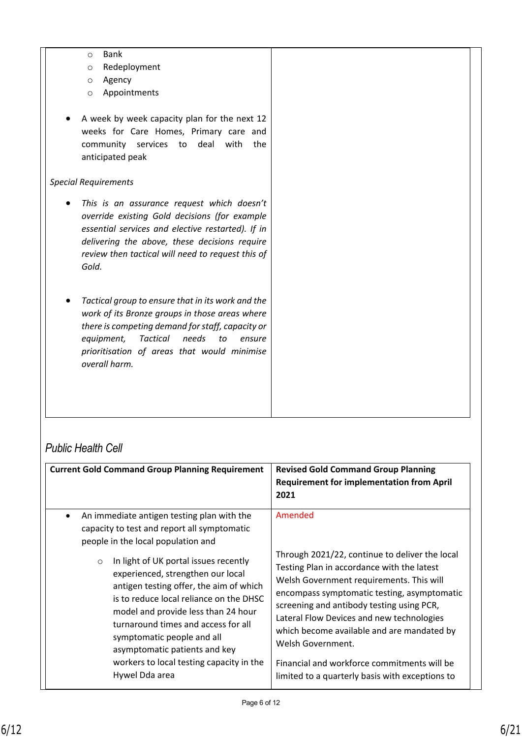| | |
|---|---|
| ○ Bank<br>○ Redeployment<br>○ Agency<br>○ Appointments<br><br>• A week by week capacity plan for the next 12 weeks for Care Homes, Primary care and community services to deal with the anticipated peak<br><br>*Special Requirements*<br><br>• *This is an assurance request which doesn't override existing Gold decisions (for example essential services and elective restarted). If in delivering the above, these decisions require review then tactical will need to request this of Gold.*<br><br>• *Tactical group to ensure that in its work and the work of its Bronze groups in those areas where there is competing demand for staff, capacity or equipment, Tactical needs to ensure prioritisation of areas that would minimise overall harm.* | |

## *Public Health Cell*

| **Current Gold Command Group Planning Requirement** | **Revised Gold Command Group Planning Requirement for implementation from April 2021** |
|---|---|
| • An immediate antigen testing plan with the capacity to test and report all symptomatic people in the local population and<br>  ○ In light of UK portal issues recently experienced, strengthen our local antigen testing offer, the aim of which is to reduce local reliance on the DHSC model and provide less than 24 hour turnaround times and access for all symptomatic people and all asymptomatic patients and key workers to local testing capacity in the Hywel Dda area | Amended<br><br>Through 2021/22, continue to deliver the local Testing Plan in accordance with the latest Welsh Government requirements. This will encompass symptomatic testing, asymptomatic screening and antibody testing using PCR, Lateral Flow Devices and new technologies which become available and are mandated by Welsh Government.<br><br>Financial and workforce commitments will be limited to a quarterly basis with exceptions to |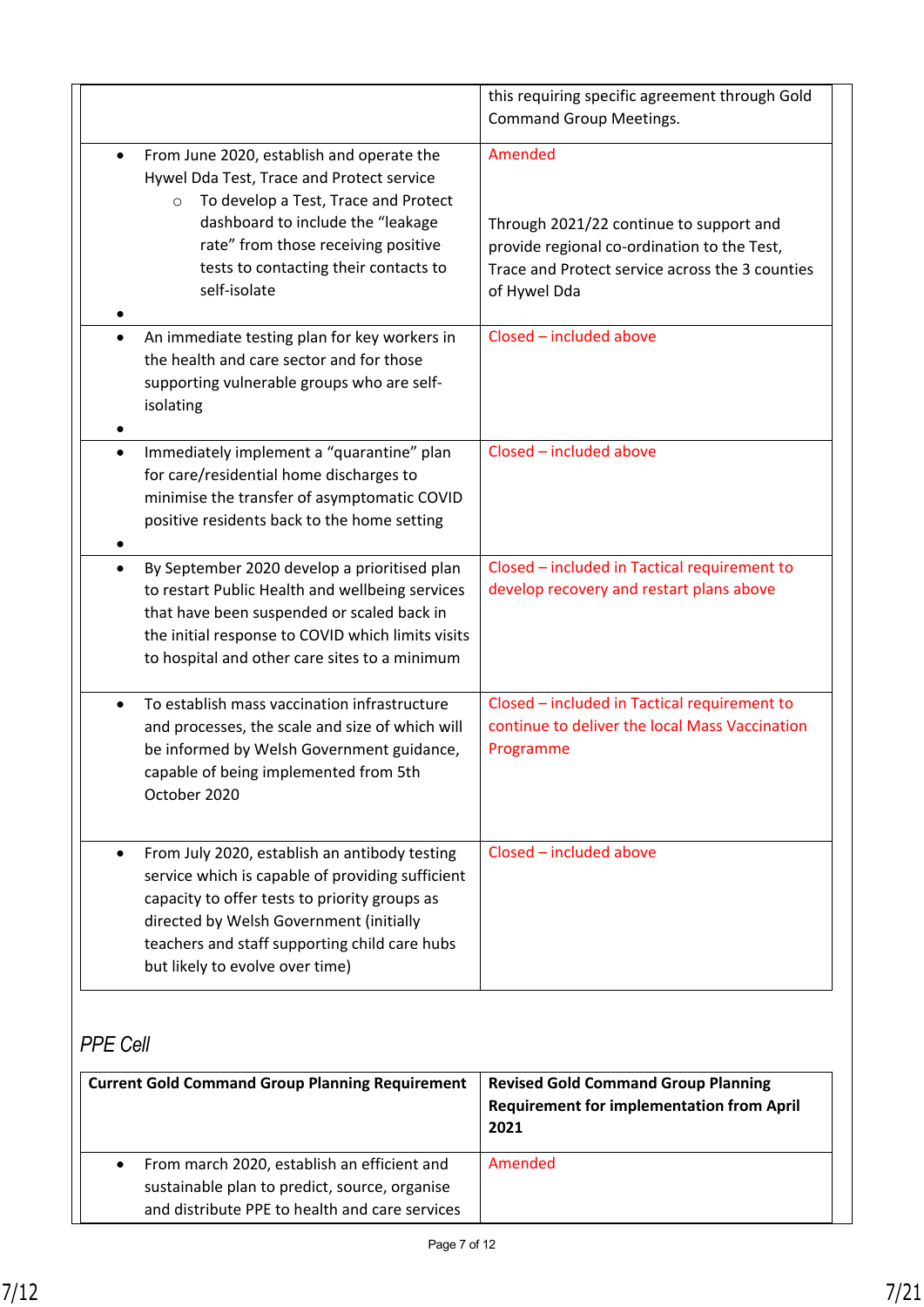| | |
|---|---|
| | this requiring specific agreement through Gold Command Group Meetings. |
| • From June 2020, establish and operate the Hywel Dda Test, Trace and Protect service<br>  ○ To develop a Test, Trace and Protect dashboard to include the "leakage rate" from those receiving positive tests to contacting their contacts to self-isolate<br>• | Amended<br><br>Through 2021/22 continue to support and provide regional co-ordination to the Test, Trace and Protect service across the 3 counties of Hywel Dda |
| • An immediate testing plan for key workers in the health and care sector and for those supporting vulnerable groups who are self-isolating<br>• | Closed – included above |
| • Immediately implement a "quarantine" plan for care/residential home discharges to minimise the transfer of asymptomatic COVID positive residents back to the home setting<br>• | Closed – included above |
| • By September 2020 develop a prioritised plan to restart Public Health and wellbeing services that have been suspended or scaled back in the initial response to COVID which limits visits to hospital and other care sites to a minimum | Closed – included in Tactical requirement to develop recovery and restart plans above |
| • To establish mass vaccination infrastructure and processes, the scale and size of which will be informed by Welsh Government guidance, capable of being implemented from 5th October 2020 | Closed – included in Tactical requirement to continue to deliver the local Mass Vaccination Programme |
| • From July 2020, establish an antibody testing service which is capable of providing sufficient capacity to offer tests to priority groups as directed by Welsh Government (initially teachers and staff supporting child care hubs but likely to evolve over time) | Closed – included above |

*PPE Cell*

| Current Gold Command Group Planning Requirement | Revised Gold Command Group Planning Requirement for implementation from April 2021 |
|---|---|
| • From march 2020, establish an efficient and sustainable plan to predict, source, organise and distribute PPE to health and care services | Amended |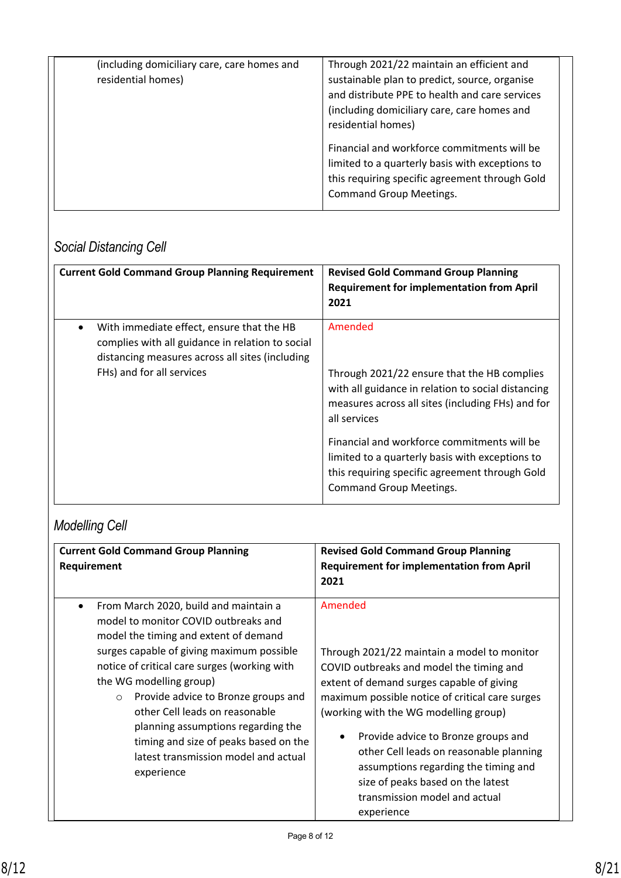| | |
|---|---|
| (including domiciliary care, care homes and residential homes) | Through 2021/22 maintain an efficient and sustainable plan to predict, source, organise and distribute PPE to health and care services (including domiciliary care, care homes and residential homes)<br><br>Financial and workforce commitments will be limited to a quarterly basis with exceptions to this requiring specific agreement through Gold Command Group Meetings. |

### *Social Distancing Cell*

| Current Gold Command Group Planning Requirement | Revised Gold Command Group Planning Requirement for implementation from April 2021 |
|---|---|
| • With immediate effect, ensure that the HB complies with all guidance in relation to social distancing measures across all sites (including FHs) and for all services | Amended<br><br>Through 2021/22 ensure that the HB complies with all guidance in relation to social distancing measures across all sites (including FHs) and for all services<br><br>Financial and workforce commitments will be limited to a quarterly basis with exceptions to this requiring specific agreement through Gold Command Group Meetings. |

### *Modelling Cell*

| Current Gold Command Group Planning Requirement | Revised Gold Command Group Planning Requirement for implementation from April 2021 |
|---|---|
| • From March 2020, build and maintain a model to monitor COVID outbreaks and model the timing and extent of demand surges capable of giving maximum possible notice of critical care surges (working with the WG modelling group)<br>  ○ Provide advice to Bronze groups and other Cell leads on reasonable planning assumptions regarding the timing and size of peaks based on the latest transmission model and actual experience | Amended<br><br>Through 2021/22 maintain a model to monitor COVID outbreaks and model the timing and extent of demand surges capable of giving maximum possible notice of critical care surges (working with the WG modelling group)<br>• Provide advice to Bronze groups and other Cell leads on reasonable planning assumptions regarding the timing and size of peaks based on the latest transmission model and actual experience |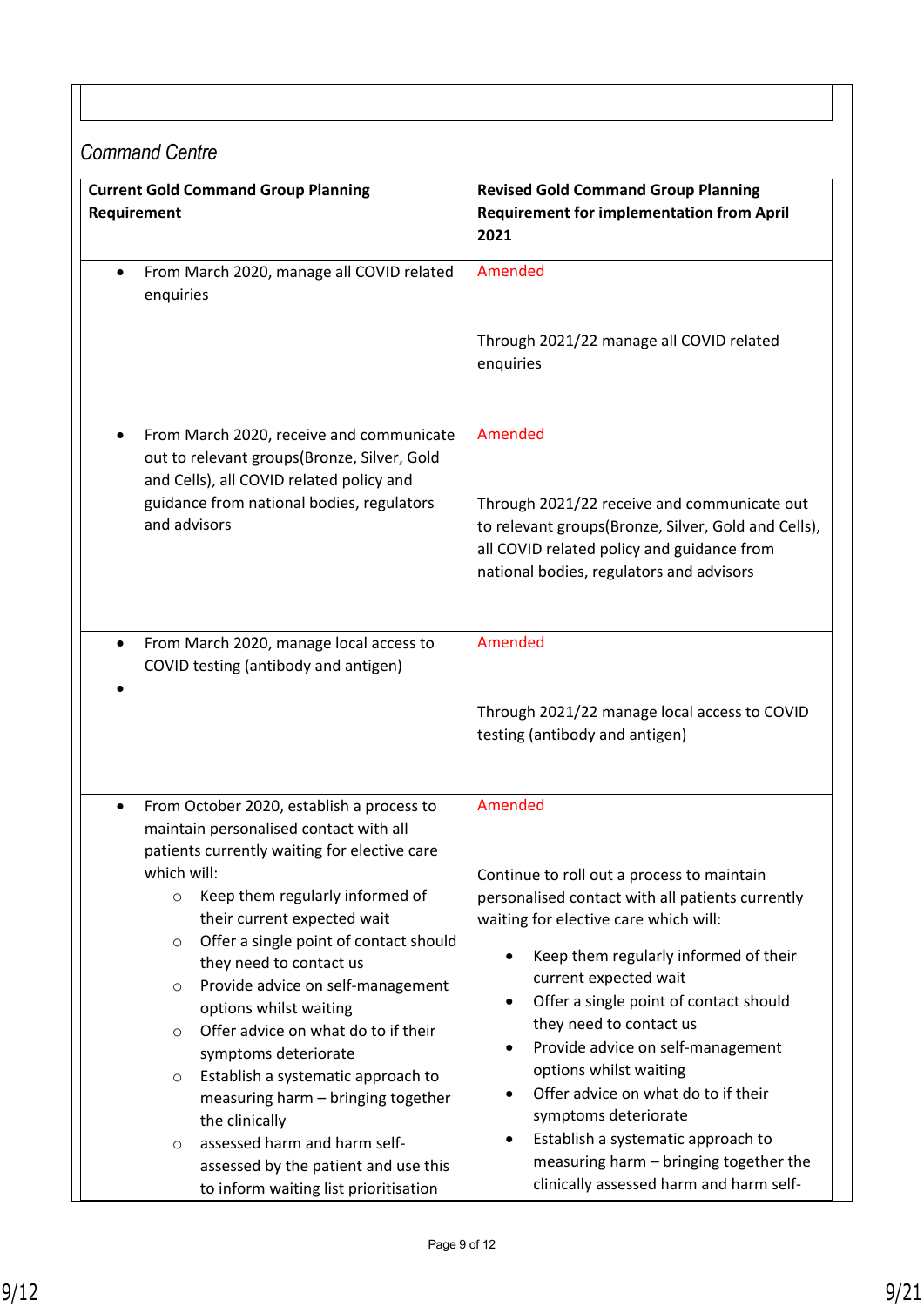| | |
|---|---|
| | |

*Command Centre*

| Current Gold Command Group Planning Requirement | Revised Gold Command Group Planning Requirement for implementation from April 2021 |
|---|---|
| • From March 2020, manage all COVID related enquiries | Amended<br><br>Through 2021/22 manage all COVID related enquiries |
| • From March 2020, receive and communicate out to relevant groups(Bronze, Silver, Gold and Cells), all COVID related policy and guidance from national bodies, regulators and advisors | Amended<br><br>Through 2021/22 receive and communicate out to relevant groups(Bronze, Silver, Gold and Cells), all COVID related policy and guidance from national bodies, regulators and advisors |
| • From March 2020, manage local access to COVID testing (antibody and antigen)<br>• | Amended<br><br>Through 2021/22 manage local access to COVID testing (antibody and antigen) |
| • From October 2020, establish a process to maintain personalised contact with all patients currently waiting for elective care which will:<br>○ Keep them regularly informed of their current expected wait<br>○ Offer a single point of contact should they need to contact us<br>○ Provide advice on self-management options whilst waiting<br>○ Offer advice on what do to if their symptoms deteriorate<br>○ Establish a systematic approach to measuring harm – bringing together the clinically<br>○ assessed harm and harm self-assessed by the patient and use this to inform waiting list prioritisation | Amended<br><br>Continue to roll out a process to maintain personalised contact with all patients currently waiting for elective care which will:<br>• Keep them regularly informed of their current expected wait<br>• Offer a single point of contact should they need to contact us<br>• Provide advice on self-management options whilst waiting<br>• Offer advice on what do to if their symptoms deteriorate<br>• Establish a systematic approach to measuring harm – bringing together the clinically assessed harm and harm self- |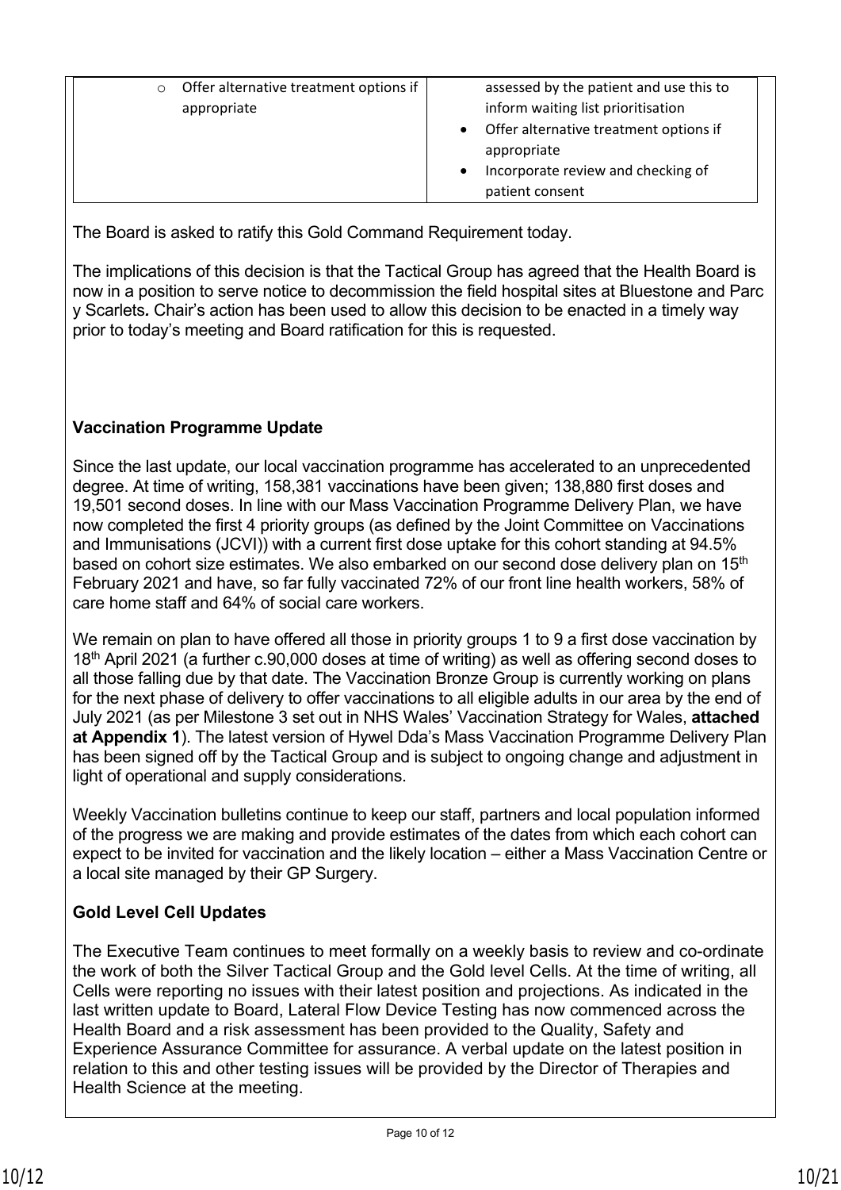| | |
|---|---|
| ○ Offer alternative treatment options if appropriate | assessed by the patient and use this to inform waiting list prioritisation<br>• Offer alternative treatment options if appropriate<br>• Incorporate review and checking of patient consent |

The Board is asked to ratify this Gold Command Requirement today.

The implications of this decision is that the Tactical Group has agreed that the Health Board is now in a position to serve notice to decommission the field hospital sites at Bluestone and Parc y Scarlets**.** Chair's action has been used to allow this decision to be enacted in a timely way prior to today's meeting and Board ratification for this is requested.

**Vaccination Programme Update**

Since the last update, our local vaccination programme has accelerated to an unprecedented degree. At time of writing, 158,381 vaccinations have been given; 138,880 first doses and 19,501 second doses. In line with our Mass Vaccination Programme Delivery Plan, we have now completed the first 4 priority groups (as defined by the Joint Committee on Vaccinations and Immunisations (JCVI)) with a current first dose uptake for this cohort standing at 94.5% based on cohort size estimates. We also embarked on our second dose delivery plan on 15th February 2021 and have, so far fully vaccinated 72% of our front line health workers, 58% of care home staff and 64% of social care workers.

We remain on plan to have offered all those in priority groups 1 to 9 a first dose vaccination by 18th April 2021 (a further c.90,000 doses at time of writing) as well as offering second doses to all those falling due by that date. The Vaccination Bronze Group is currently working on plans for the next phase of delivery to offer vaccinations to all eligible adults in our area by the end of July 2021 (as per Milestone 3 set out in NHS Wales' Vaccination Strategy for Wales, **attached at Appendix 1**). The latest version of Hywel Dda's Mass Vaccination Programme Delivery Plan has been signed off by the Tactical Group and is subject to ongoing change and adjustment in light of operational and supply considerations.

Weekly Vaccination bulletins continue to keep our staff, partners and local population informed of the progress we are making and provide estimates of the dates from which each cohort can expect to be invited for vaccination and the likely location – either a Mass Vaccination Centre or a local site managed by their GP Surgery.

**Gold Level Cell Updates**

The Executive Team continues to meet formally on a weekly basis to review and co-ordinate the work of both the Silver Tactical Group and the Gold level Cells. At the time of writing, all Cells were reporting no issues with their latest position and projections. As indicated in the last written update to Board, Lateral Flow Device Testing has now commenced across the Health Board and a risk assessment has been provided to the Quality, Safety and Experience Assurance Committee for assurance. A verbal update on the latest position in relation to this and other testing issues will be provided by the Director of Therapies and Health Science at the meeting.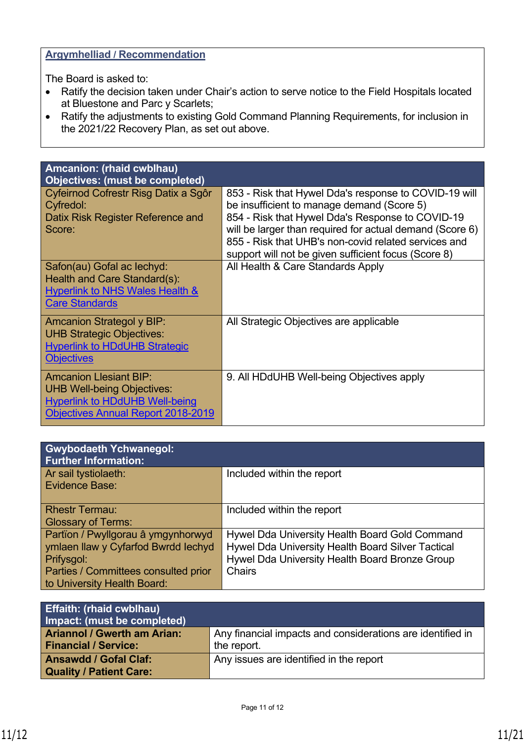**Argymhelliad / Recommendation**

The Board is asked to:

- Ratify the decision taken under Chair's action to serve notice to the Field Hospitals located at Bluestone and Parc y Scarlets;
- Ratify the adjustments to existing Gold Command Planning Requirements, for inclusion in the 2021/22 Recovery Plan, as set out above.

| Amcanion: (rhaid cwblhau)<br>Objectives: (must be completed) | |
|---|---|
| Cyfeirnod Cofrestr Risg Datix a Sgôr Cyfredol:<br>Datix Risk Register Reference and Score: | 853 - Risk that Hywel Dda's response to COVID-19 will be insufficient to manage demand (Score 5)<br>854 - Risk that Hywel Dda's Response to COVID-19 will be larger than required for actual demand (Score 6)<br>855 - Risk that UHB's non-covid related services and support will not be given sufficient focus (Score 8) |
| Safon(au) Gofal ac Iechyd:<br>Health and Care Standard(s):<br>Hyperlink to NHS Wales Health & Care Standards | All Health & Care Standards Apply |
| Amcanion Strategol y BIP:<br>UHB Strategic Objectives:<br>Hyperlink to HDdUHB Strategic Objectives | All Strategic Objectives are applicable |
| Amcanion Llesiant BIP:<br>UHB Well-being Objectives:<br>Hyperlink to HDdUHB Well-being Objectives Annual Report 2018-2019 | 9. All HDdUHB Well-being Objectives apply |

| Gwybodaeth Ychwanegol:<br>Further Information: | |
|---|---|
| Ar sail tystiolaeth:<br>Evidence Base: | Included within the report |
| Rhestr Termau:<br>Glossary of Terms: | Included within the report |
| Partïon / Pwyllgorau â ymgynhorwyd ymlaen llaw y Cyfarfod Bwrdd Iechyd Prifysgol:<br>Parties / Committees consulted prior to University Health Board: | Hywel Dda University Health Board Gold Command<br>Hywel Dda University Health Board Silver Tactical<br>Hywel Dda University Health Board Bronze Group Chairs |

| Effaith: (rhaid cwblhau)<br>Impact: (must be completed) | |
|---|---|
| **Ariannol / Gwerth am Arian:<br>Financial / Service:** | Any financial impacts and considerations are identified in the report. |
| **Ansawdd / Gofal Claf:<br>Quality / Patient Care:** | Any issues are identified in the report |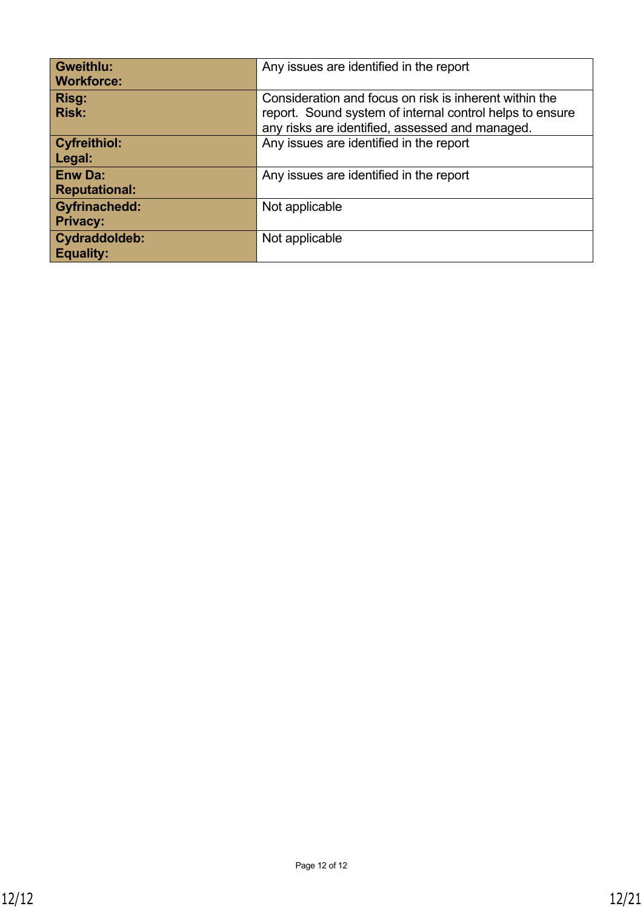| | |
|---|---|
| **Gweithlu:<br>Workforce:** | Any issues are identified in the report |
| **Risg:<br>Risk:** | Consideration and focus on risk is inherent within the report. Sound system of internal control helps to ensure any risks are identified, assessed and managed. |
| **Cyfreithiol:<br>Legal:** | Any issues are identified in the report |
| **Enw Da:<br>Reputational:** | Any issues are identified in the report |
| **Gyfrinachedd:<br>Privacy:** | Not applicable |
| **Cydraddoldeb:<br>Equality:** | Not applicable |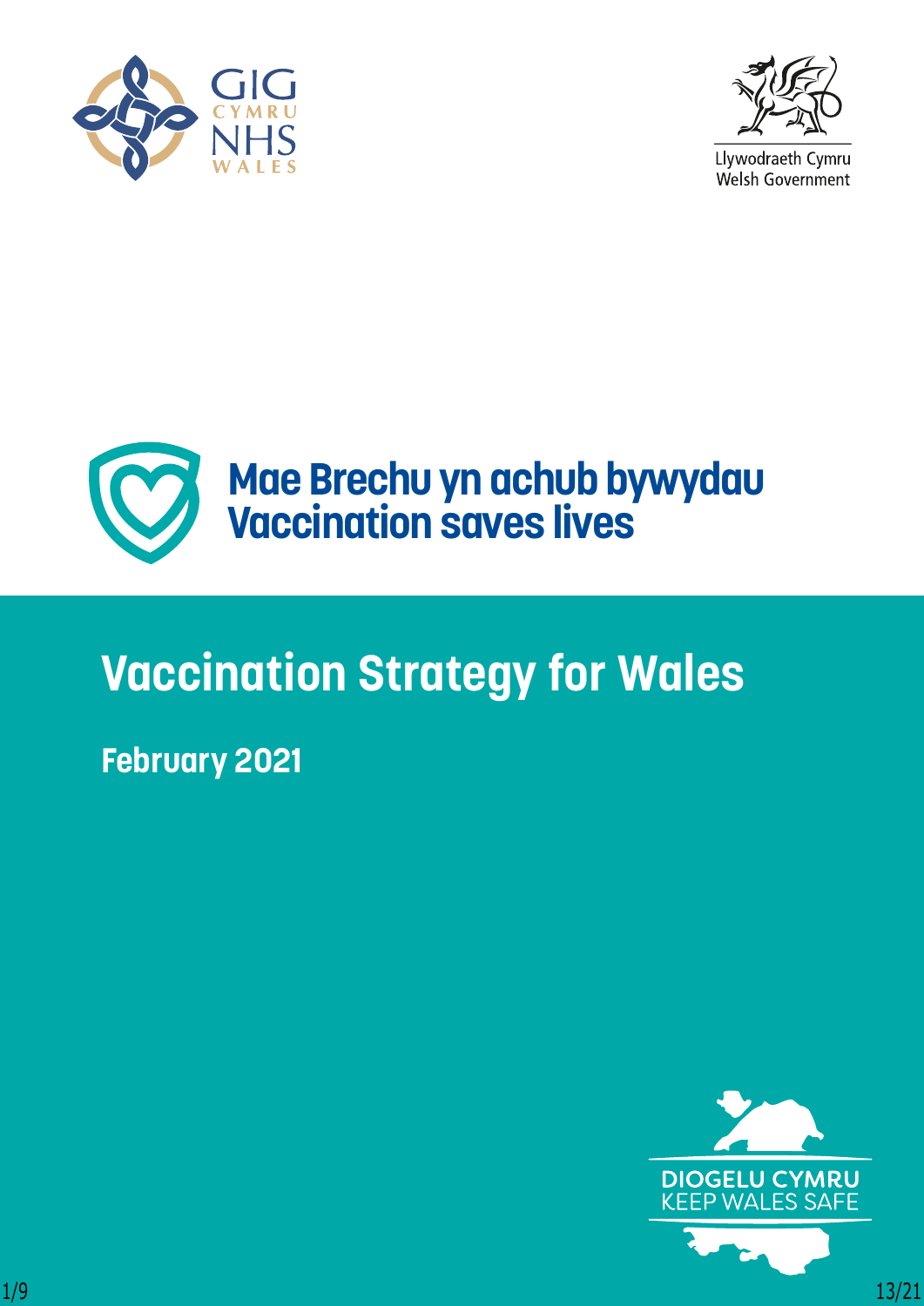Llywodraeth Cymru
Welsh Government

Mae Brechu yn achub bywydau
Vaccination saves lives

# Vaccination Strategy for Wales

**February 2021**

DIOGELU CYMRU
KEEP WALES SAFE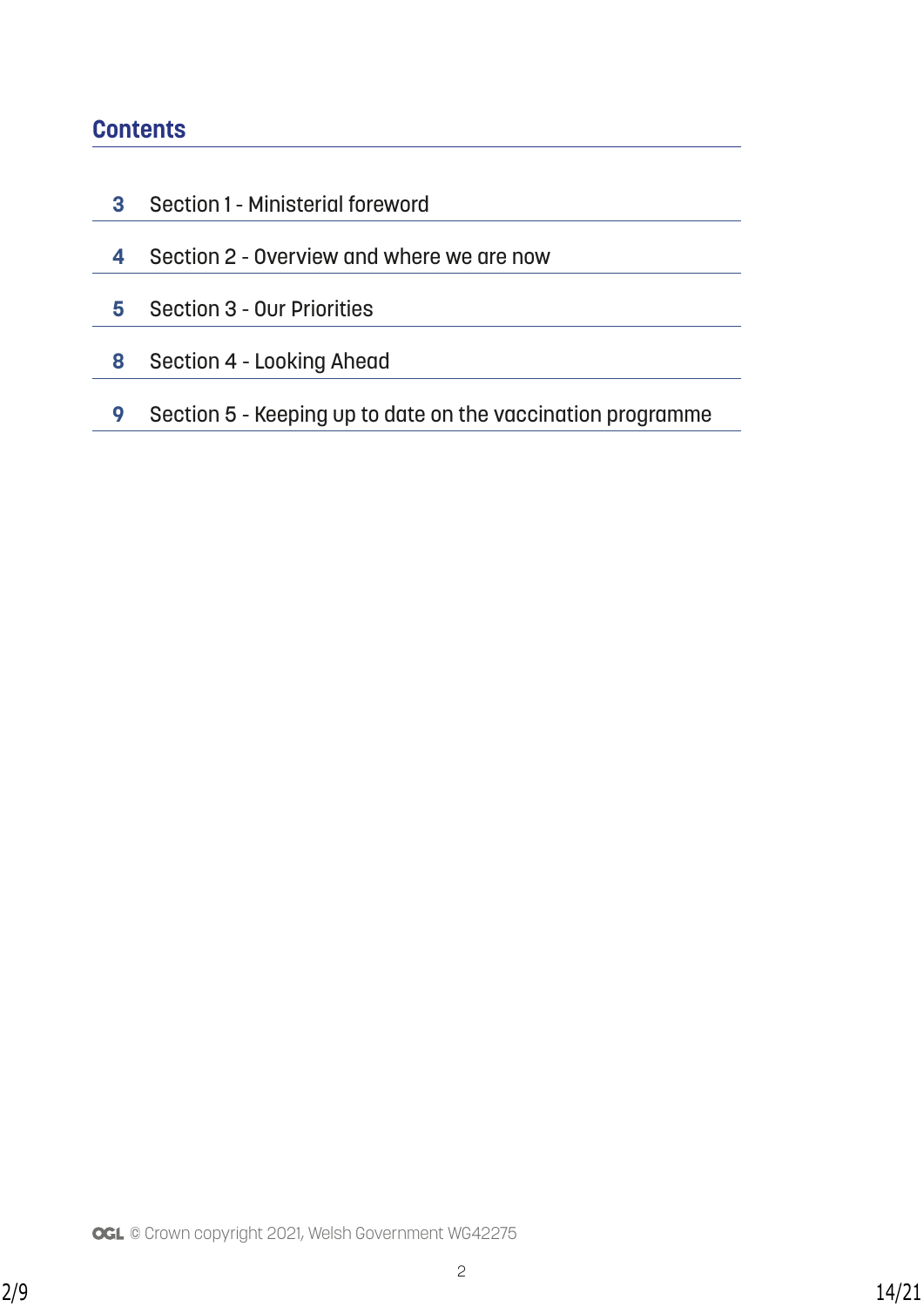## Contents

| | |
|---|---|
| 3 | Section 1 - Ministerial foreword |
| 4 | Section 2 - Overview and where we are now |
| 5 | Section 3 - Our Priorities |
| 8 | Section 4 - Looking Ahead |
| 9 | Section 5 - Keeping up to date on the vaccination programme |

OGL © Crown copyright 2021, Welsh Government WG42275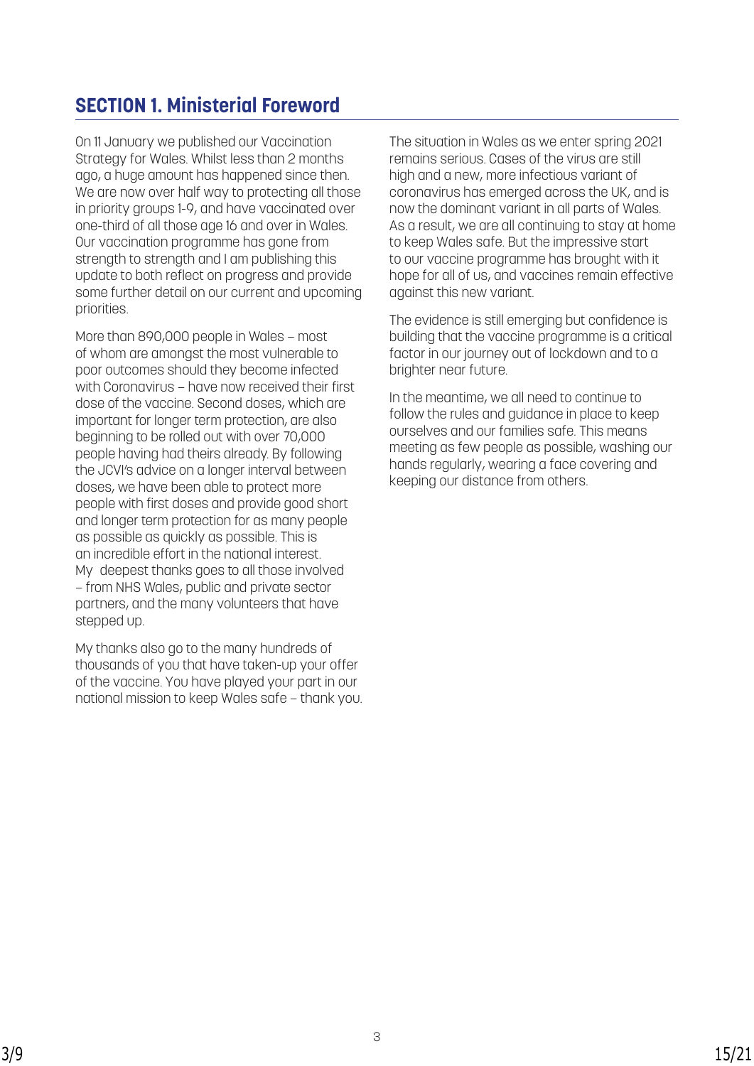## SECTION 1. Ministerial Foreword

On 11 January we published our Vaccination Strategy for Wales. Whilst less than 2 months ago, a huge amount has happened since then. We are now over half way to protecting all those in priority groups 1-9, and have vaccinated over one-third of all those age 16 and over in Wales. Our vaccination programme has gone from strength to strength and I am publishing this update to both reflect on progress and provide some further detail on our current and upcoming priorities.

More than 890,000 people in Wales – most of whom are amongst the most vulnerable to poor outcomes should they become infected with Coronavirus – have now received their first dose of the vaccine. Second doses, which are important for longer term protection, are also beginning to be rolled out with over 70,000 people having had theirs already. By following the JCVI's advice on a longer interval between doses, we have been able to protect more people with first doses and provide good short and longer term protection for as many people as possible as quickly as possible. This is an incredible effort in the national interest. My deepest thanks goes to all those involved – from NHS Wales, public and private sector partners, and the many volunteers that have stepped up.

My thanks also go to the many hundreds of thousands of you that have taken-up your offer of the vaccine. You have played your part in our national mission to keep Wales safe – thank you.

The situation in Wales as we enter spring 2021 remains serious. Cases of the virus are still high and a new, more infectious variant of coronavirus has emerged across the UK, and is now the dominant variant in all parts of Wales. As a result, we are all continuing to stay at home to keep Wales safe. But the impressive start to our vaccine programme has brought with it hope for all of us, and vaccines remain effective against this new variant.

The evidence is still emerging but confidence is building that the vaccine programme is a critical factor in our journey out of lockdown and to a brighter near future.

In the meantime, we all need to continue to follow the rules and guidance in place to keep ourselves and our families safe. This means meeting as few people as possible, washing our hands regularly, wearing a face covering and keeping our distance from others.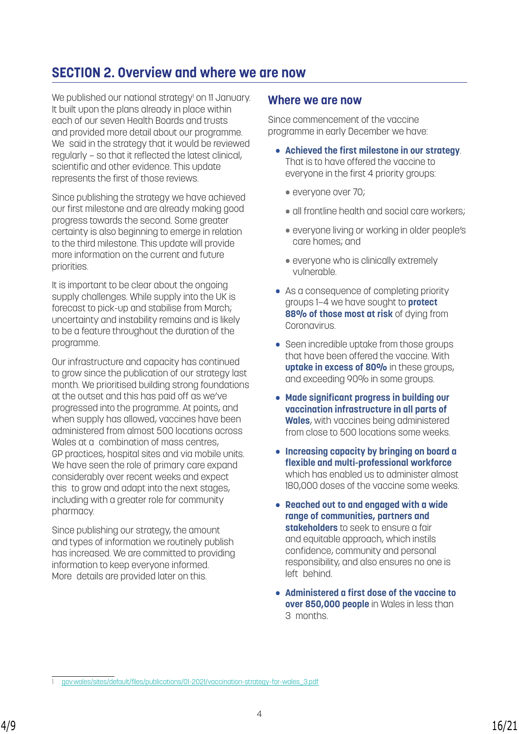## SECTION 2. Overview and where we are now

We published our national strategy[1] on 11 January. It built upon the plans already in place within each of our seven Health Boards and trusts and provided more detail about our programme. We said in the strategy that it would be reviewed regularly – so that it reflected the latest clinical, scientific and other evidence. This update represents the first of those reviews.

Since publishing the strategy we have achieved our first milestone and are already making good progress towards the second. Some greater certainty is also beginning to emerge in relation to the third milestone. This update will provide more information on the current and future priorities.

It is important to be clear about the ongoing supply challenges. While supply into the UK is forecast to pick-up and stabilise from March; uncertainty and instability remains and is likely to be a feature throughout the duration of the programme.

Our infrastructure and capacity has continued to grow since the publication of our strategy last month. We prioritised building strong foundations at the outset and this has paid off as we've progressed into the programme. At points, and when supply has allowed, vaccines have been administered from almost 500 locations across Wales at a combination of mass centres, GP practices, hospital sites and via mobile units. We have seen the role of primary care expand considerably over recent weeks and expect this to grow and adapt into the next stages, including with a greater role for community pharmacy.

Since publishing our strategy, the amount and types of information we routinely publish has increased. We are committed to providing information to keep everyone informed. More details are provided later on this.

### Where we are now

Since commencement of the vaccine programme in early December we have:

- **Achieved the first milestone in our strategy**. That is to have offered the vaccine to everyone in the first 4 priority groups:
  - everyone over 70;
  - all frontline health and social care workers;
  - everyone living or working in older people's care homes; and
  - everyone who is clinically extremely vulnerable.
- As a consequence of completing priority groups 1–4 we have sought to **protect 88% of those most at risk** of dying from Coronavirus.
- Seen incredible uptake from those groups that have been offered the vaccine. With **uptake in excess of 80%** in these groups, and exceeding 90% in some groups.
- **Made significant progress in building our vaccination infrastructure in all parts of Wales**, with vaccines being administered from close to 500 locations some weeks.
- **Increasing capacity by bringing on board a flexible and multi-professional workforce** which has enabled us to administer almost 180,000 doses of the vaccine some weeks.
- **Reached out to and engaged with a wide range of communities, partners and stakeholders** to seek to ensure a fair and equitable approach, which instils confidence, community and personal responsibility, and also ensures no one is left behind.
- **Administered a first dose of the vaccine to over 850,000 people** in Wales in less than 3 months.

[1] gov.wales/sites/default/files/publications/01-2021/vaccination-strategy-for-wales_3.pdf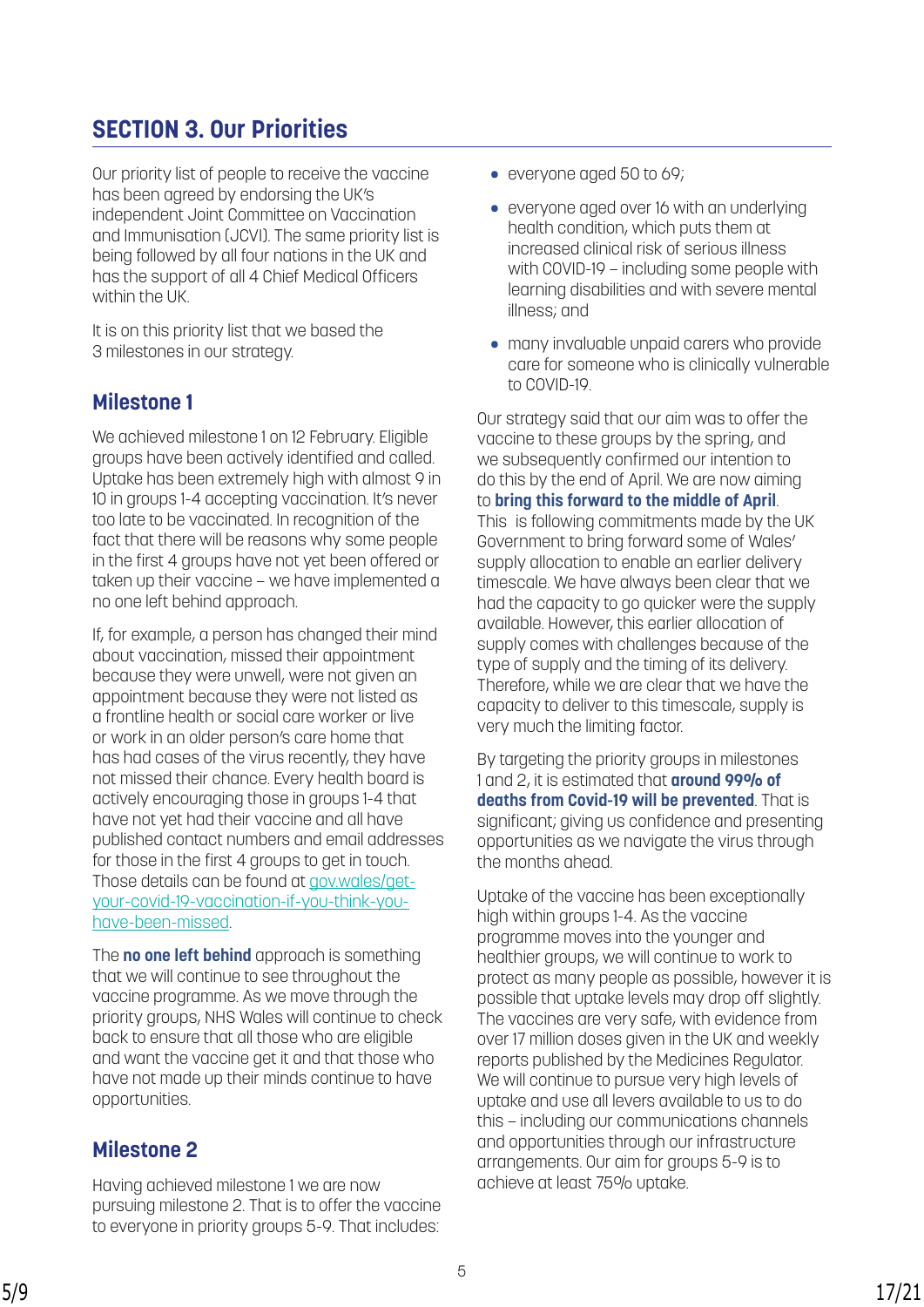## SECTION 3. Our Priorities

Our priority list of people to receive the vaccine has been agreed by endorsing the UK's independent Joint Committee on Vaccination and Immunisation (JCVI). The same priority list is being followed by all four nations in the UK and has the support of all 4 Chief Medical Officers within the UK.

It is on this priority list that we based the 3 milestones in our strategy.

### Milestone 1

We achieved milestone 1 on 12 February. Eligible groups have been actively identified and called. Uptake has been extremely high with almost 9 in 10 in groups 1-4 accepting vaccination. It's never too late to be vaccinated. In recognition of the fact that there will be reasons why some people in the first 4 groups have not yet been offered or taken up their vaccine – we have implemented a no one left behind approach.

If, for example, a person has changed their mind about vaccination, missed their appointment because they were unwell, were not given an appointment because they were not listed as a frontline health or social care worker or live or work in an older person's care home that has had cases of the virus recently, they have not missed their chance. Every health board is actively encouraging those in groups 1-4 that have not yet had their vaccine and all have published contact numbers and email addresses for those in the first 4 groups to get in touch. Those details can be found at gov.wales/get-your-covid-19-vaccination-if-you-think-you-have-been-missed.

The **no one left behind** approach is something that we will continue to see throughout the vaccine programme. As we move through the priority groups, NHS Wales will continue to check back to ensure that all those who are eligible and want the vaccine get it and that those who have not made up their minds continue to have opportunities.

### Milestone 2

Having achieved milestone 1 we are now pursuing milestone 2. That is to offer the vaccine to everyone in priority groups 5-9. That includes:

- everyone aged 50 to 69;
- everyone aged over 16 with an underlying health condition, which puts them at increased clinical risk of serious illness with COVID-19 – including some people with learning disabilities and with severe mental illness; and
- many invaluable unpaid carers who provide care for someone who is clinically vulnerable to COVID-19.

Our strategy said that our aim was to offer the vaccine to these groups by the spring, and we subsequently confirmed our intention to do this by the end of April. We are now aiming to **bring this forward to the middle of April**. This is following commitments made by the UK Government to bring forward some of Wales' supply allocation to enable an earlier delivery timescale. We have always been clear that we had the capacity to go quicker were the supply available. However, this earlier allocation of supply comes with challenges because of the type of supply and the timing of its delivery. Therefore, while we are clear that we have the capacity to deliver to this timescale, supply is very much the limiting factor.

By targeting the priority groups in milestones 1 and 2, it is estimated that **around 99% of deaths from Covid-19 will be prevented**. That is significant; giving us confidence and presenting opportunities as we navigate the virus through the months ahead.

Uptake of the vaccine has been exceptionally high within groups 1-4. As the vaccine programme moves into the younger and healthier groups, we will continue to work to protect as many people as possible, however it is possible that uptake levels may drop off slightly. The vaccines are very safe, with evidence from over 17 million doses given in the UK and weekly reports published by the Medicines Regulator. We will continue to pursue very high levels of uptake and use all levers available to us to do this – including our communications channels and opportunities through our infrastructure arrangements. Our aim for groups 5-9 is to achieve at least 75% uptake.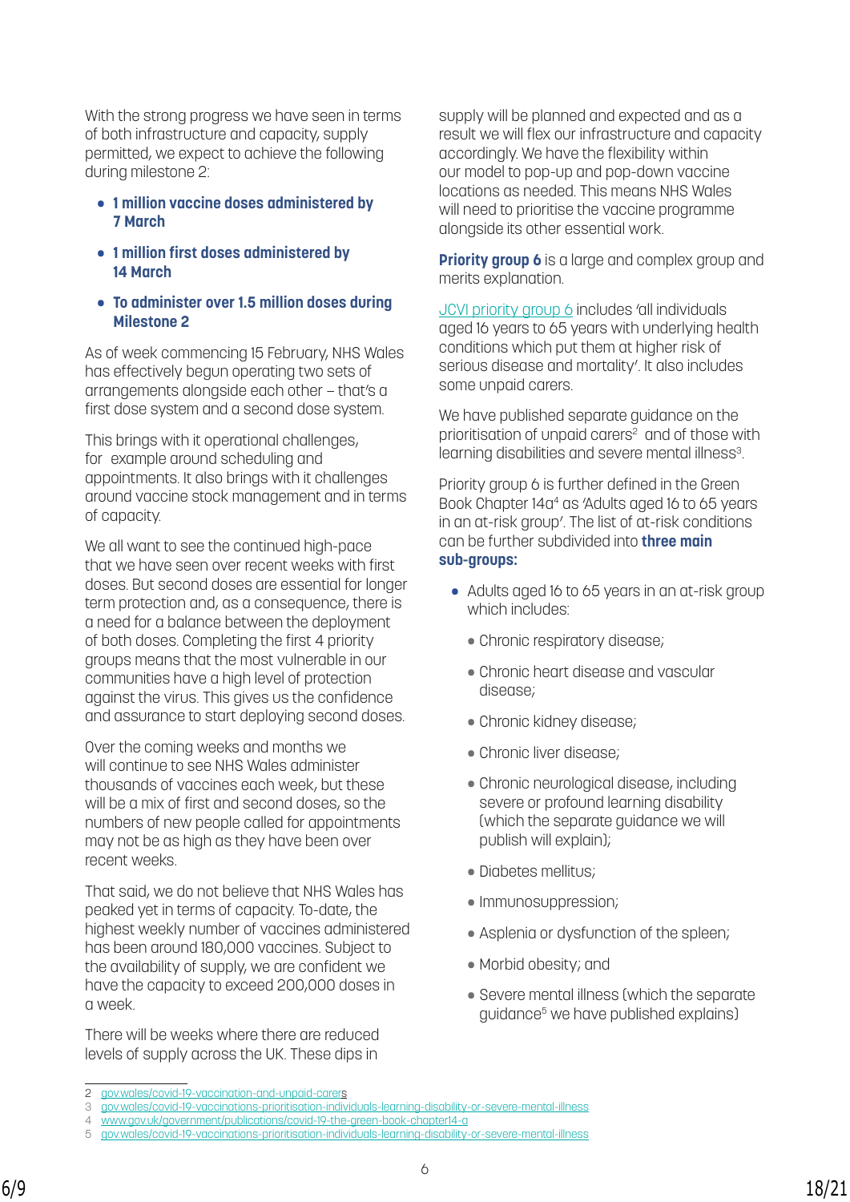With the strong progress we have seen in terms of both infrastructure and capacity, supply permitted, we expect to achieve the following during milestone 2:

- **1 million vaccine doses administered by 7 March**
- **1 million first doses administered by 14 March**
- **To administer over 1.5 million doses during Milestone 2**

As of week commencing 15 February, NHS Wales has effectively begun operating two sets of arrangements alongside each other – that's a first dose system and a second dose system.

This brings with it operational challenges, for example around scheduling and appointments. It also brings with it challenges around vaccine stock management and in terms of capacity.

We all want to see the continued high-pace that we have seen over recent weeks with first doses. But second doses are essential for longer term protection and, as a consequence, there is a need for a balance between the deployment of both doses. Completing the first 4 priority groups means that the most vulnerable in our communities have a high level of protection against the virus. This gives us the confidence and assurance to start deploying second doses.

Over the coming weeks and months we will continue to see NHS Wales administer thousands of vaccines each week, but these will be a mix of first and second doses, so the numbers of new people called for appointments may not be as high as they have been over recent weeks.

That said, we do not believe that NHS Wales has peaked yet in terms of capacity. To-date, the highest weekly number of vaccines administered has been around 180,000 vaccines. Subject to the availability of supply, we are confident we have the capacity to exceed 200,000 doses in a week.

There will be weeks where there are reduced levels of supply across the UK. These dips in supply will be planned and expected and as a result we will flex our infrastructure and capacity accordingly. We have the flexibility within our model to pop-up and pop-down vaccine locations as needed. This means NHS Wales will need to prioritise the vaccine programme alongside its other essential work.

**Priority group 6** is a large and complex group and merits explanation.

[JCVI priority group 6](#) includes 'all individuals aged 16 years to 65 years with underlying health conditions which put them at higher risk of serious disease and mortality'. It also includes some unpaid carers.

We have published separate guidance on the prioritisation of unpaid carers[2] and of those with learning disabilities and severe mental illness[3].

Priority group 6 is further defined in the Green Book Chapter 14a[4] as 'Adults aged 16 to 65 years in an at-risk group'. The list of at-risk conditions can be further subdivided into **three main sub-groups:**

- Adults aged 16 to 65 years in an at-risk group which includes:
  - Chronic respiratory disease;
  - Chronic heart disease and vascular disease;
  - Chronic kidney disease;
  - Chronic liver disease;
  - Chronic neurological disease, including severe or profound learning disability (which the separate guidance we will publish will explain);
  - Diabetes mellitus;
  - Immunosuppression;
  - Asplenia or dysfunction of the spleen;
  - Morbid obesity; and
  - Severe mental illness (which the separate guidance[5] we have published explains)

---

2 gov.wales/covid-19-vaccination-and-unpaid-carers
3 gov.wales/covid-19-vaccinations-prioritisation-individuals-learning-disability-or-severe-mental-illness
4 www.gov.uk/government/publications/covid-19-the-green-book-chapter14-a
5 gov.wales/covid-19-vaccinations-prioritisation-individuals-learning-disability-or-severe-mental-illness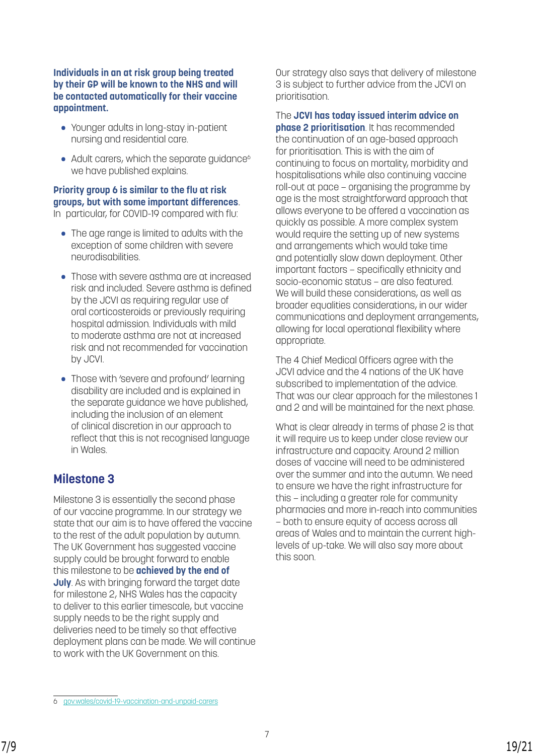**Individuals in an at risk group being treated by their GP will be known to the NHS and will be contacted automatically for their vaccine appointment.**

- Younger adults in long-stay in-patient nursing and residential care.
- Adult carers, which the separate guidance[6] we have published explains.

**Priority group 6 is similar to the flu at risk groups, but with some important differences.** In particular, for COVID-19 compared with flu:

- The age range is limited to adults with the exception of some children with severe neurodisabilities.
- Those with severe asthma are at increased risk and included. Severe asthma is defined by the JCVI as requiring regular use of oral corticosteroids or previously requiring hospital admission. Individuals with mild to moderate asthma are not at increased risk and not recommended for vaccination by JCVI.
- Those with 'severe and profound' learning disability are included and is explained in the separate guidance we have published, including the inclusion of an element of clinical discretion in our approach to reflect that this is not recognised language in Wales.

## Milestone 3

Milestone 3 is essentially the second phase of our vaccine programme. In our strategy we state that our aim is to have offered the vaccine to the rest of the adult population by autumn. The UK Government has suggested vaccine supply could be brought forward to enable this milestone to be **achieved by the end of July**. As with bringing forward the target date for milestone 2, NHS Wales has the capacity to deliver to this earlier timescale, but vaccine supply needs to be the right supply and deliveries need to be timely so that effective deployment plans can be made. We will continue to work with the UK Government on this.

Our strategy also says that delivery of milestone 3 is subject to further advice from the JCVI on prioritisation.

The **JCVI has today issued interim advice on phase 2 prioritisation**. It has recommended the continuation of an age-based approach for prioritisation. This is with the aim of continuing to focus on mortality, morbidity and hospitalisations while also continuing vaccine roll-out at pace – organising the programme by age is the most straightforward approach that allows everyone to be offered a vaccination as quickly as possible. A more complex system would require the setting up of new systems and arrangements which would take time and potentially slow down deployment. Other important factors – specifically ethnicity and socio-economic status – are also featured. We will build these considerations, as well as broader equalities considerations, in our wider communications and deployment arrangements, allowing for local operational flexibility where appropriate.

The 4 Chief Medical Officers agree with the JCVI advice and the 4 nations of the UK have subscribed to implementation of the advice. That was our clear approach for the milestones 1 and 2 and will be maintained for the next phase.

What is clear already in terms of phase 2 is that it will require us to keep under close review our infrastructure and capacity. Around 2 million doses of vaccine will need to be administered over the summer and into the autumn. We need to ensure we have the right infrastructure for this – including a greater role for community pharmacies and more in-reach into communities – both to ensure equity of access across all areas of Wales and to maintain the current high-levels of up-take. We will also say more about this soon.

---

6 gov.wales/covid-19-vaccination-and-unpaid-carers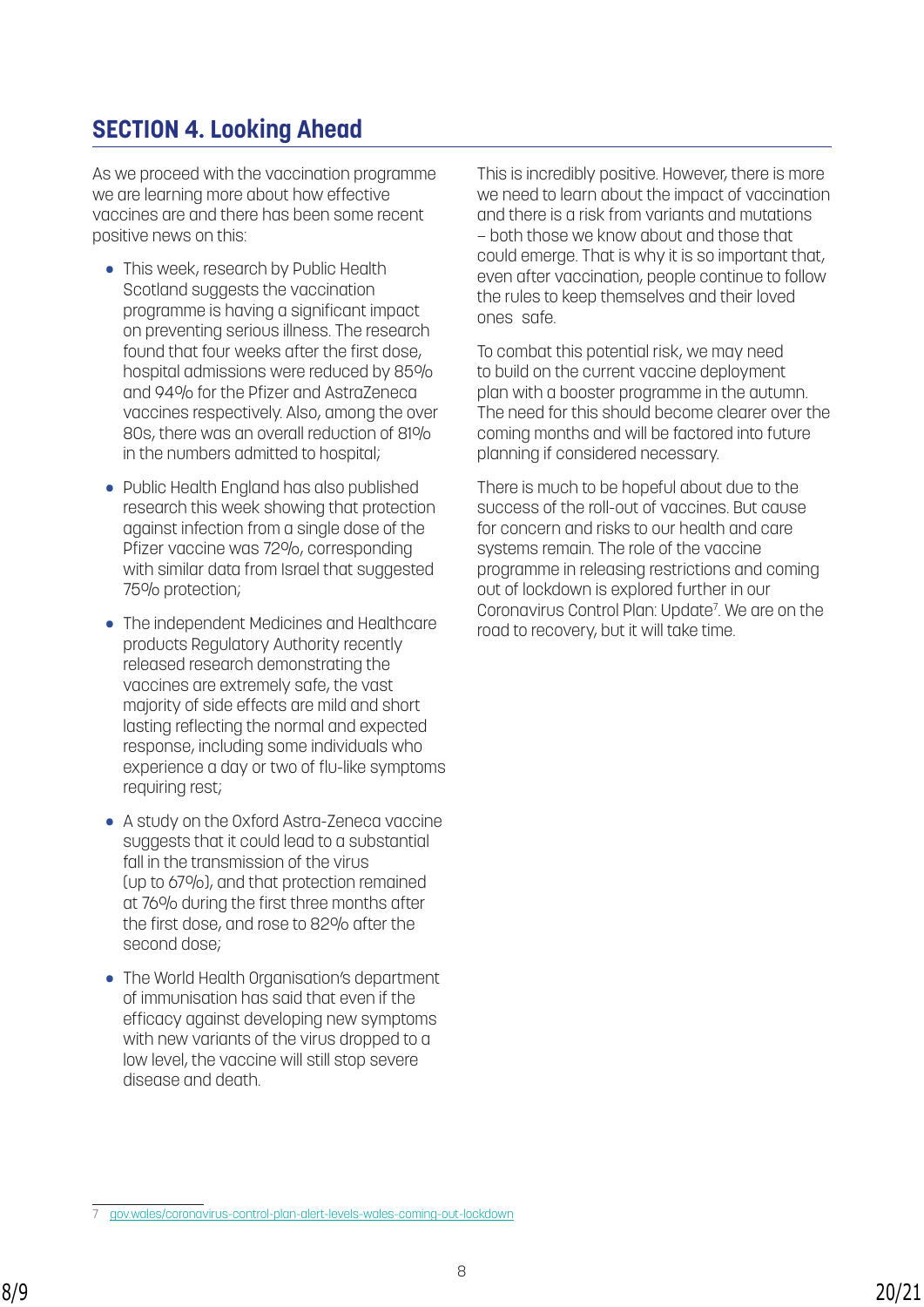## SECTION 4. Looking Ahead

As we proceed with the vaccination programme we are learning more about how effective vaccines are and there has been some recent positive news on this:

- This week, research by Public Health Scotland suggests the vaccination programme is having a significant impact on preventing serious illness. The research found that four weeks after the first dose, hospital admissions were reduced by 85% and 94% for the Pfizer and AstraZeneca vaccines respectively. Also, among the over 80s, there was an overall reduction of 81% in the numbers admitted to hospital;
- Public Health England has also published research this week showing that protection against infection from a single dose of the Pfizer vaccine was 72%, corresponding with similar data from Israel that suggested 75% protection;
- The independent Medicines and Healthcare products Regulatory Authority recently released research demonstrating the vaccines are extremely safe, the vast majority of side effects are mild and short lasting reflecting the normal and expected response, including some individuals who experience a day or two of flu-like symptoms requiring rest;
- A study on the Oxford Astra-Zeneca vaccine suggests that it could lead to a substantial fall in the transmission of the virus (up to 67%), and that protection remained at 76% during the first three months after the first dose, and rose to 82% after the second dose;
- The World Health Organisation's department of immunisation has said that even if the efficacy against developing new symptoms with new variants of the virus dropped to a low level, the vaccine will still stop severe disease and death.

This is incredibly positive. However, there is more we need to learn about the impact of vaccination and there is a risk from variants and mutations – both those we know about and those that could emerge. That is why it is so important that, even after vaccination, people continue to follow the rules to keep themselves and their loved ones safe.

To combat this potential risk, we may need to build on the current vaccine deployment plan with a booster programme in the autumn. The need for this should become clearer over the coming months and will be factored into future planning if considered necessary.

There is much to be hopeful about due to the success of the roll-out of vaccines. But cause for concern and risks to our health and care systems remain. The role of the vaccine programme in releasing restrictions and coming out of lockdown is explored further in our Coronavirus Control Plan: Update[7]. We are on the road to recovery, but it will take time.

---

7 gov.wales/coronavirus-control-plan-alert-levels-wales-coming-out-lockdown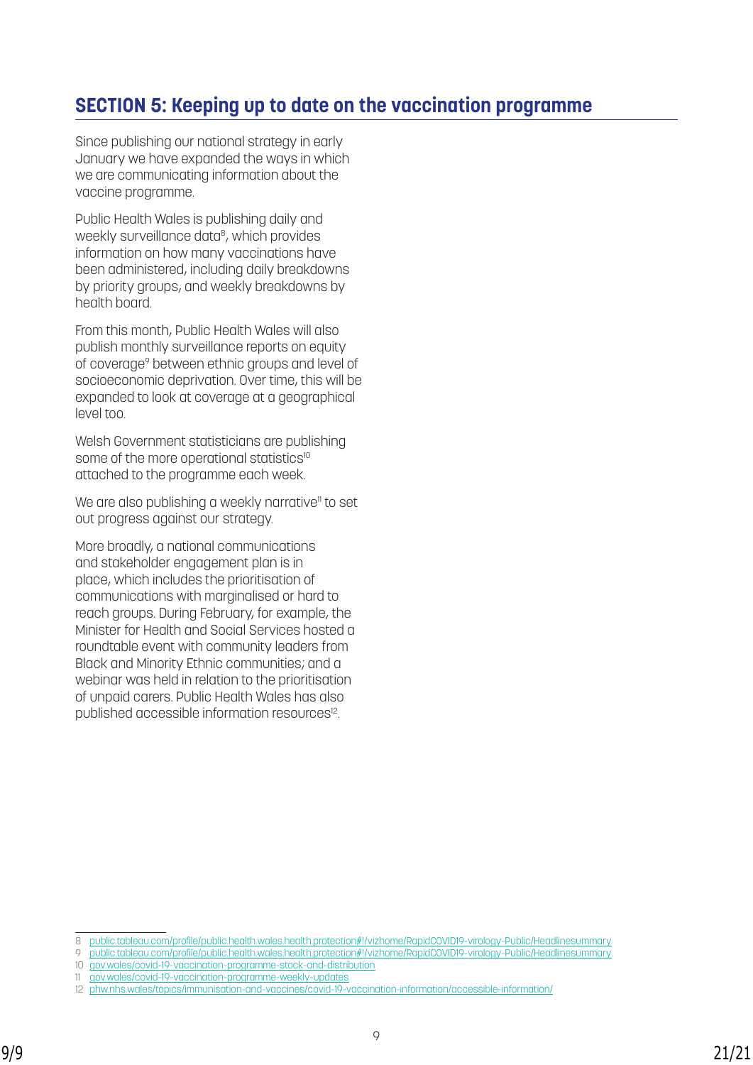## SECTION 5: Keeping up to date on the vaccination programme

Since publishing our national strategy in early January we have expanded the ways in which we are communicating information about the vaccine programme.

Public Health Wales is publishing daily and weekly surveillance data[8], which provides information on how many vaccinations have been administered, including daily breakdowns by priority groups, and weekly breakdowns by health board.

From this month, Public Health Wales will also publish monthly surveillance reports on equity of coverage[9] between ethnic groups and level of socioeconomic deprivation. Over time, this will be expanded to look at coverage at a geographical level too.

Welsh Government statisticians are publishing some of the more operational statistics[10] attached to the programme each week.

We are also publishing a weekly narrative[11] to set out progress against our strategy.

More broadly, a national communications and stakeholder engagement plan is in place, which includes the prioritisation of communications with marginalised or hard to reach groups. During February, for example, the Minister for Health and Social Services hosted a roundtable event with community leaders from Black and Minority Ethnic communities; and a webinar was held in relation to the prioritisation of unpaid carers. Public Health Wales has also published accessible information resources[12].

---

8 public.tableau.com/profile/public.health.wales.health.protection#!/vizhome/RapidCOVID19-virology-Public/Headlinesummary
9 public.tableau.com/profile/public.health.wales.health.protection#!/vizhome/RapidCOVID19-virology-Public/Headlinesummary
10 gov.wales/covid-19-vaccination-programme-stock-and-distribution
11 gov.wales/covid-19-vaccination-programme-weekly-updates
12 phw.nhs.wales/topics/immunisation-and-vaccines/covid-19-vaccination-information/accessible-information/